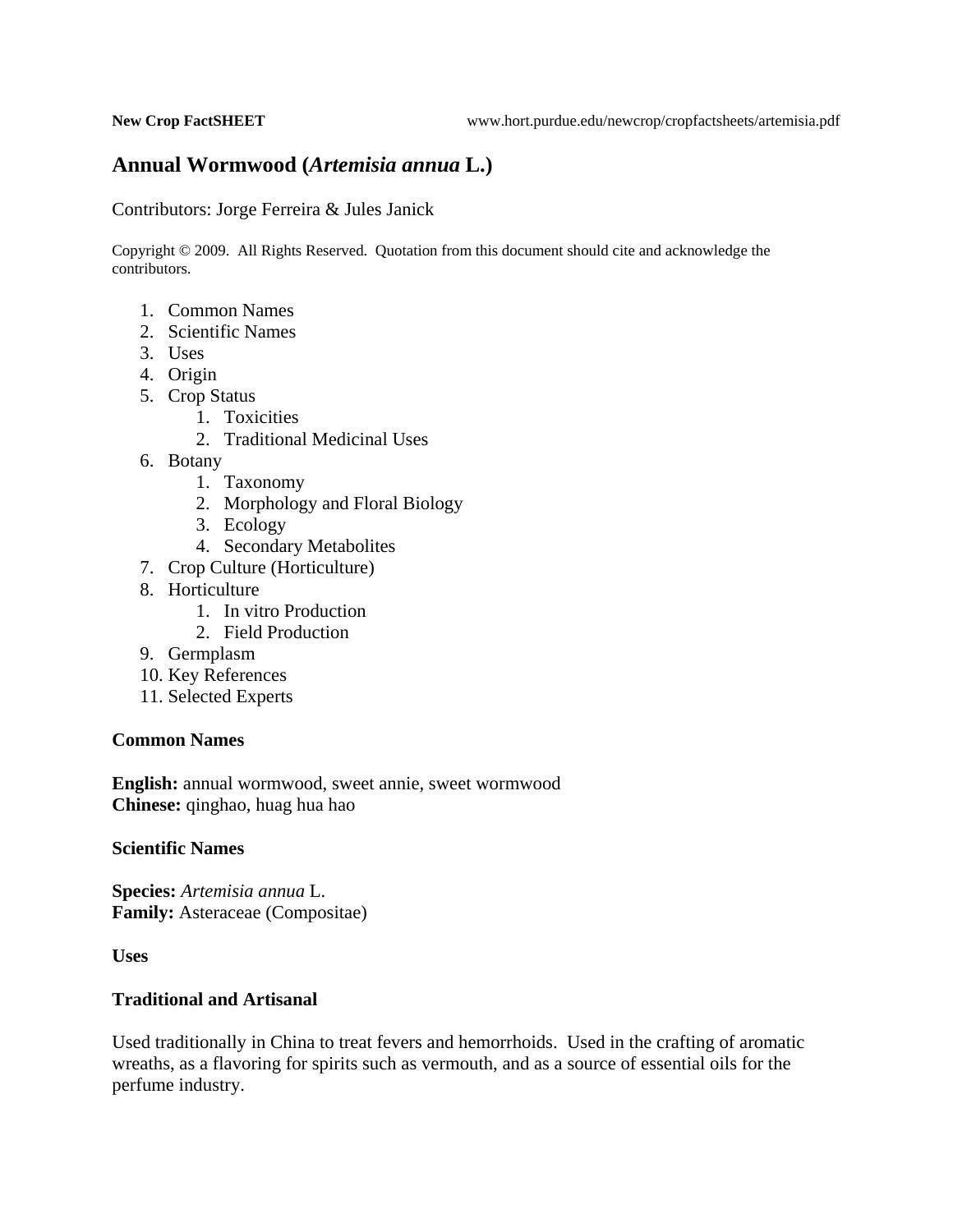**New Crop FactSHEET** www.hort.purdue.edu/newcrop/cropfactsheets/artemisia.pdf

# Annual Wormwood (*Artemisia annua* L.)

Contributors: Jorge Ferreira & Jules Janick

Copyright © 2009. All Rights Reserved. Quotation from this document should cite and acknowledge the contributors.

1. Common Names
2. Scientific Names
3. Uses
4. Origin
5. Crop Status
    1. Toxicities
    2. Traditional Medicinal Uses
6. Botany
    1. Taxonomy
    2. Morphology and Floral Biology
    3. Ecology
    4. Secondary Metabolites
7. Crop Culture (Horticulture)
8. Horticulture
    1. In vitro Production
    2. Field Production
9. Germplasm
10. Key References
11. Selected Experts

## Common Names

**English:** annual wormwood, sweet annie, sweet wormwood
**Chinese:** qinghao, huag hua hao

## Scientific Names

**Species:** *Artemisia annua* L.
**Family:** Asteraceae (Compositae)

## Uses

### Traditional and Artisanal

Used traditionally in China to treat fevers and hemorrhoids. Used in the crafting of aromatic wreaths, as a flavoring for spirits such as vermouth, and as a source of essential oils for the perfume industry.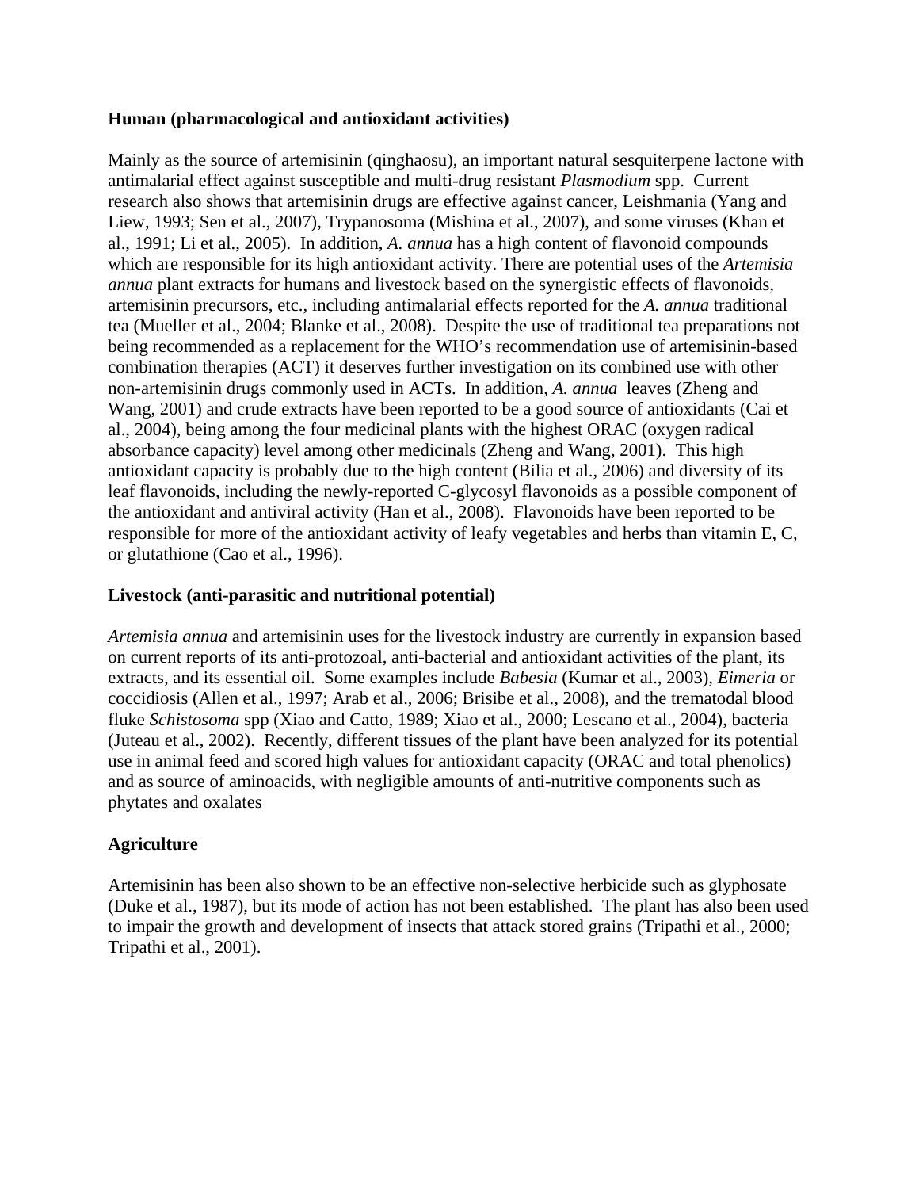**Human (pharmacological and antioxidant activities)**

Mainly as the source of artemisinin (qinghaosu), an important natural sesquiterpene lactone with antimalarial effect against susceptible and multi-drug resistant *Plasmodium* spp. Current research also shows that artemisinin drugs are effective against cancer, Leishmania (Yang and Liew, 1993; Sen et al., 2007), Trypanosoma (Mishina et al., 2007), and some viruses (Khan et al., 1991; Li et al., 2005). In addition, *A. annua* has a high content of flavonoid compounds which are responsible for its high antioxidant activity. There are potential uses of the *Artemisia annua* plant extracts for humans and livestock based on the synergistic effects of flavonoids, artemisinin precursors, etc., including antimalarial effects reported for the *A. annua* traditional tea (Mueller et al., 2004; Blanke et al., 2008). Despite the use of traditional tea preparations not being recommended as a replacement for the WHO's recommendation use of artemisinin-based combination therapies (ACT) it deserves further investigation on its combined use with other non-artemisinin drugs commonly used in ACTs. In addition, *A. annua* leaves (Zheng and Wang, 2001) and crude extracts have been reported to be a good source of antioxidants (Cai et al., 2004), being among the four medicinal plants with the highest ORAC (oxygen radical absorbance capacity) level among other medicinals (Zheng and Wang, 2001). This high antioxidant capacity is probably due to the high content (Bilia et al., 2006) and diversity of its leaf flavonoids, including the newly-reported C-glycosyl flavonoids as a possible component of the antioxidant and antiviral activity (Han et al., 2008). Flavonoids have been reported to be responsible for more of the antioxidant activity of leafy vegetables and herbs than vitamin E, C, or glutathione (Cao et al., 1996).

**Livestock (anti-parasitic and nutritional potential)**

*Artemisia annua* and artemisinin uses for the livestock industry are currently in expansion based on current reports of its anti-protozoal, anti-bacterial and antioxidant activities of the plant, its extracts, and its essential oil. Some examples include *Babesia* (Kumar et al., 2003), *Eimeria* or coccidiosis (Allen et al., 1997; Arab et al., 2006; Brisibe et al., 2008), and the trematodal blood fluke *Schistosoma* spp (Xiao and Catto, 1989; Xiao et al., 2000; Lescano et al., 2004), bacteria (Juteau et al., 2002). Recently, different tissues of the plant have been analyzed for its potential use in animal feed and scored high values for antioxidant capacity (ORAC and total phenolics) and as source of aminoacids, with negligible amounts of anti-nutritive components such as phytates and oxalates

**Agriculture**

Artemisinin has been also shown to be an effective non-selective herbicide such as glyphosate (Duke et al., 1987), but its mode of action has not been established. The plant has also been used to impair the growth and development of insects that attack stored grains (Tripathi et al., 2000; Tripathi et al., 2001).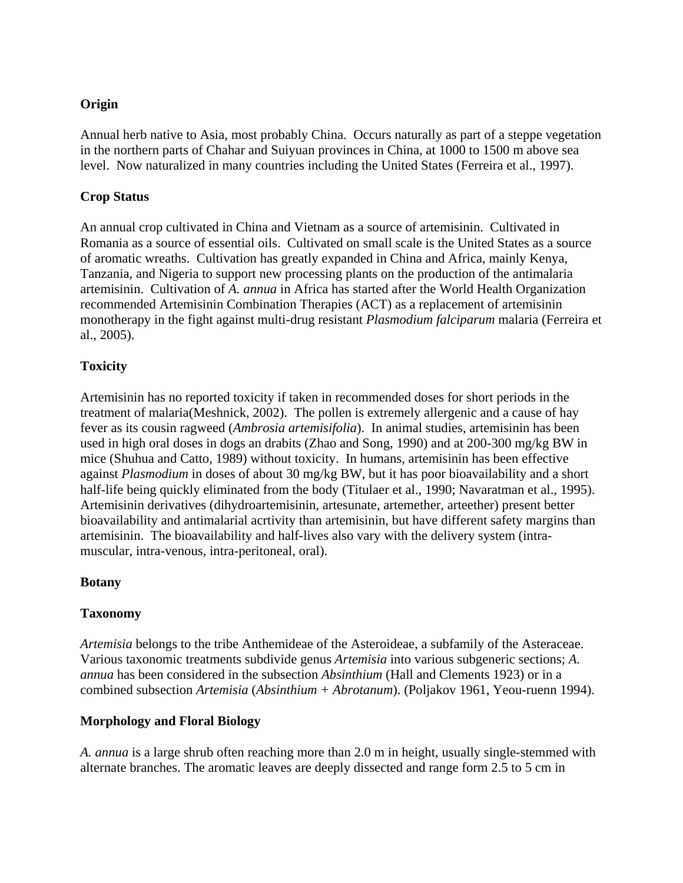**Origin**

Annual herb native to Asia, most probably China. Occurs naturally as part of a steppe vegetation in the northern parts of Chahar and Suiyuan provinces in China, at 1000 to 1500 m above sea level. Now naturalized in many countries including the United States (Ferreira et al., 1997).

**Crop Status**

An annual crop cultivated in China and Vietnam as a source of artemisinin. Cultivated in Romania as a source of essential oils. Cultivated on small scale is the United States as a source of aromatic wreaths. Cultivation has greatly expanded in China and Africa, mainly Kenya, Tanzania, and Nigeria to support new processing plants on the production of the antimalaria artemisinin. Cultivation of *A. annua* in Africa has started after the World Health Organization recommended Artemisinin Combination Therapies (ACT) as a replacement of artemisinin monotherapy in the fight against multi-drug resistant *Plasmodium falciparum* malaria (Ferreira et al., 2005).

**Toxicity**

Artemisinin has no reported toxicity if taken in recommended doses for short periods in the treatment of malaria(Meshnick, 2002). The pollen is extremely allergenic and a cause of hay fever as its cousin ragweed (*Ambrosia artemisifolia*). In animal studies, artemisinin has been used in high oral doses in dogs an drabits (Zhao and Song, 1990) and at 200-300 mg/kg BW in mice (Shuhua and Catto, 1989) without toxicity. In humans, artemisinin has been effective against *Plasmodium* in doses of about 30 mg/kg BW, but it has poor bioavailability and a short half-life being quickly eliminated from the body (Titulaer et al., 1990; Navaratman et al., 1995). Artemisinin derivatives (dihydroartemisinin, artesunate, artemether, arteether) present better bioavailability and antimalarial acrtivity than artemisinin, but have different safety margins than artemisinin. The bioavailability and half-lives also vary with the delivery system (intra-muscular, intra-venous, intra-peritoneal, oral).

**Botany**

**Taxonomy**

*Artemisia* belongs to the tribe Anthemideae of the Asteroideae, a subfamily of the Asteraceae. Various taxonomic treatments subdivide genus *Artemisia* into various subgeneric sections; *A. annua* has been considered in the subsection *Absinthium* (Hall and Clements 1923) or in a combined subsection *Artemisia* (*Absinthium + Abrotanum*). (Poljakov 1961, Yeou-ruenn 1994).

**Morphology and Floral Biology**

*A. annua* is a large shrub often reaching more than 2.0 m in height, usually single-stemmed with alternate branches. The aromatic leaves are deeply dissected and range form 2.5 to 5 cm in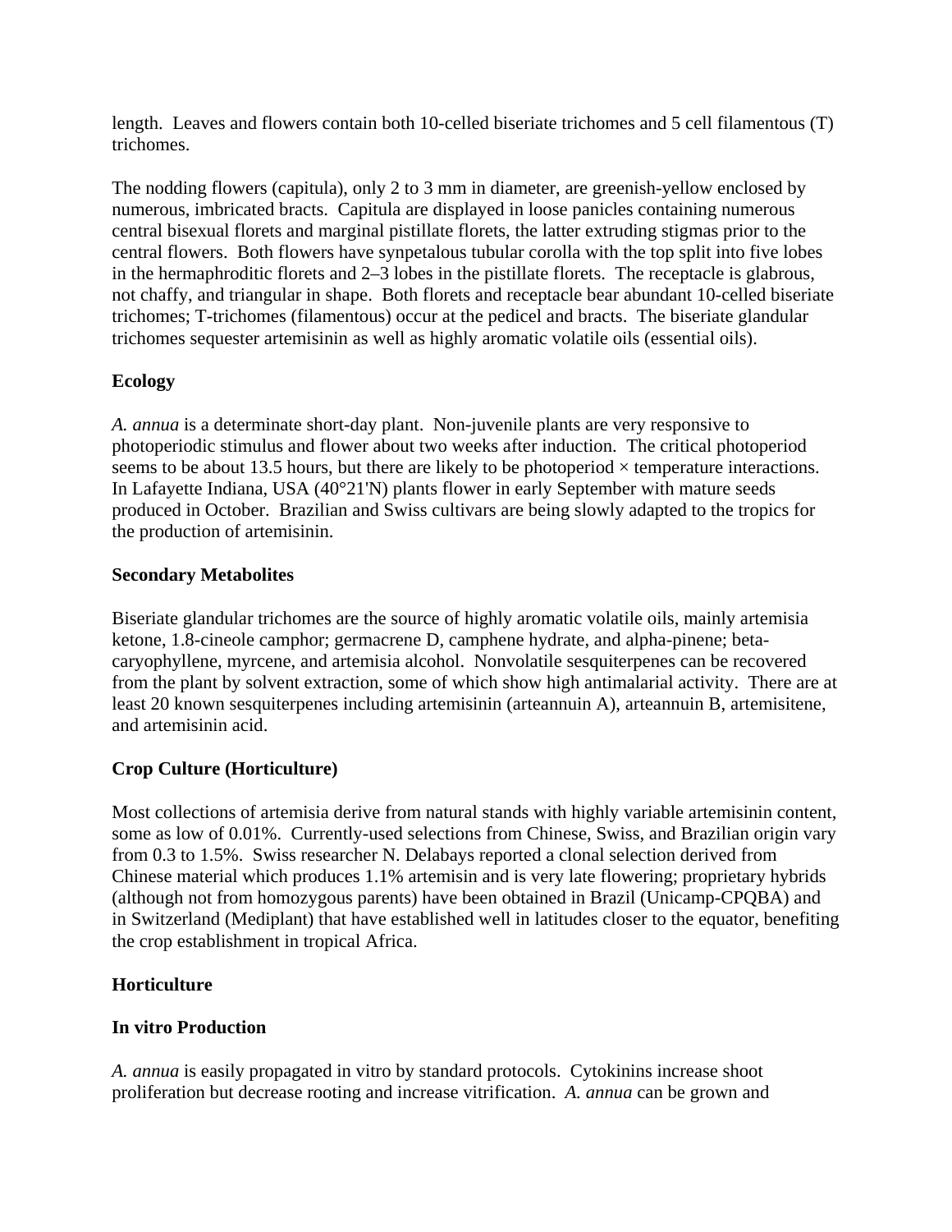length. Leaves and flowers contain both 10-celled biseriate trichomes and 5 cell filamentous (T) trichomes.

The nodding flowers (capitula), only 2 to 3 mm in diameter, are greenish-yellow enclosed by numerous, imbricated bracts. Capitula are displayed in loose panicles containing numerous central bisexual florets and marginal pistillate florets, the latter extruding stigmas prior to the central flowers. Both flowers have synpetalous tubular corolla with the top split into five lobes in the hermaphroditic florets and 2–3 lobes in the pistillate florets. The receptacle is glabrous, not chaffy, and triangular in shape. Both florets and receptacle bear abundant 10-celled biseriate trichomes; T-trichomes (filamentous) occur at the pedicel and bracts. The biseriate glandular trichomes sequester artemisinin as well as highly aromatic volatile oils (essential oils).

**Ecology**

*A. annua* is a determinate short-day plant. Non-juvenile plants are very responsive to photoperiodic stimulus and flower about two weeks after induction. The critical photoperiod seems to be about 13.5 hours, but there are likely to be photoperiod × temperature interactions. In Lafayette Indiana, USA (40°21'N) plants flower in early September with mature seeds produced in October. Brazilian and Swiss cultivars are being slowly adapted to the tropics for the production of artemisinin.

**Secondary Metabolites**

Biseriate glandular trichomes are the source of highly aromatic volatile oils, mainly artemisia ketone, 1.8-cineole camphor; germacrene D, camphene hydrate, and alpha-pinene; beta-caryophyllene, myrcene, and artemisia alcohol. Nonvolatile sesquiterpenes can be recovered from the plant by solvent extraction, some of which show high antimalarial activity. There are at least 20 known sesquiterpenes including artemisinin (arteannuin A), arteannuin B, artemisitene, and artemisinin acid.

**Crop Culture (Horticulture)**

Most collections of artemisia derive from natural stands with highly variable artemisinin content, some as low of 0.01%. Currently-used selections from Chinese, Swiss, and Brazilian origin vary from 0.3 to 1.5%. Swiss researcher N. Delabays reported a clonal selection derived from Chinese material which produces 1.1% artemisin and is very late flowering; proprietary hybrids (although not from homozygous parents) have been obtained in Brazil (Unicamp-CPQBA) and in Switzerland (Mediplant) that have established well in latitudes closer to the equator, benefiting the crop establishment in tropical Africa.

**Horticulture**

**In vitro Production**

*A. annua* is easily propagated in vitro by standard protocols. Cytokinins increase shoot proliferation but decrease rooting and increase vitrification. *A. annua* can be grown and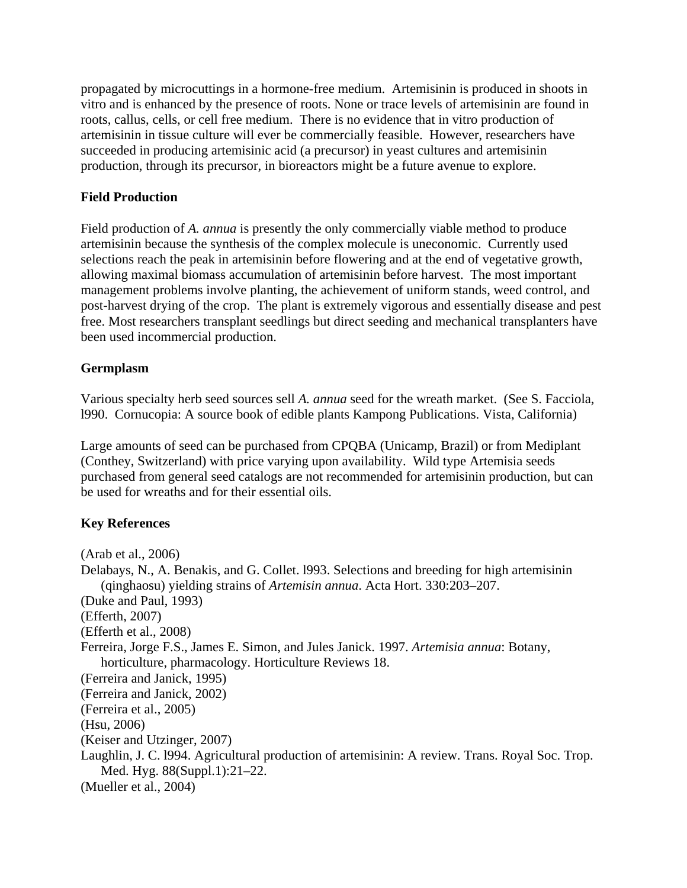propagated by microcuttings in a hormone-free medium. Artemisinin is produced in shoots in vitro and is enhanced by the presence of roots. None or trace levels of artemisinin are found in roots, callus, cells, or cell free medium. There is no evidence that in vitro production of artemisinin in tissue culture will ever be commercially feasible. However, researchers have succeeded in producing artemisinic acid (a precursor) in yeast cultures and artemisinin production, through its precursor, in bioreactors might be a future avenue to explore.

**Field Production**

Field production of *A. annua* is presently the only commercially viable method to produce artemisinin because the synthesis of the complex molecule is uneconomic. Currently used selections reach the peak in artemisinin before flowering and at the end of vegetative growth, allowing maximal biomass accumulation of artemisinin before harvest. The most important management problems involve planting, the achievement of uniform stands, weed control, and post-harvest drying of the crop. The plant is extremely vigorous and essentially disease and pest free. Most researchers transplant seedlings but direct seeding and mechanical transplanters have been used incommercial production.

**Germplasm**

Various specialty herb seed sources sell *A. annua* seed for the wreath market. (See S. Facciola, l990. Cornucopia: A source book of edible plants Kampong Publications. Vista, California)

Large amounts of seed can be purchased from CPQBA (Unicamp, Brazil) or from Mediplant (Conthey, Switzerland) with price varying upon availability. Wild type Artemisia seeds purchased from general seed catalogs are not recommended for artemisinin production, but can be used for wreaths and for their essential oils.

**Key References**

(Arab et al., 2006)

Delabays, N., A. Benakis, and G. Collet. l993. Selections and breeding for high artemisinin (qinghaosu) yielding strains of *Artemisin annua*. Acta Hort. 330:203–207.

(Duke and Paul, 1993)

(Efferth, 2007)

(Efferth et al., 2008)

Ferreira, Jorge F.S., James E. Simon, and Jules Janick. 1997. *Artemisia annua*: Botany, horticulture, pharmacology. Horticulture Reviews 18.

(Ferreira and Janick, 1995)

(Ferreira and Janick, 2002)

(Ferreira et al., 2005)

(Hsu, 2006)

(Keiser and Utzinger, 2007)

Laughlin, J. C. l994. Agricultural production of artemisinin: A review. Trans. Royal Soc. Trop. Med. Hyg. 88(Suppl.1):21–22.

(Mueller et al., 2004)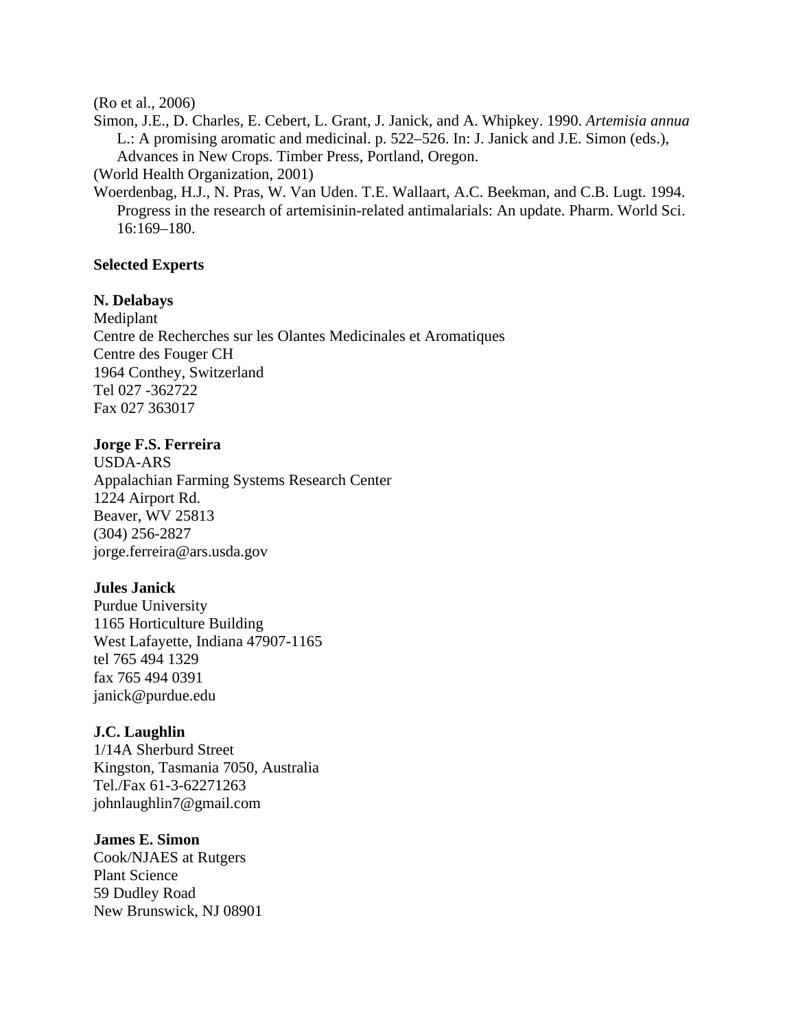(Ro et al., 2006)

Simon, J.E., D. Charles, E. Cebert, L. Grant, J. Janick, and A. Whipkey. 1990. *Artemisia annua* L.: A promising aromatic and medicinal. p. 522–526. In: J. Janick and J.E. Simon (eds.), Advances in New Crops. Timber Press, Portland, Oregon.

(World Health Organization, 2001)

Woerdenbag, H.J., N. Pras, W. Van Uden. T.E. Wallaart, A.C. Beekman, and C.B. Lugt. 1994. Progress in the research of artemisinin-related antimalarials: An update. Pharm. World Sci. 16:169–180.

**Selected Experts**

**N. Delabays**
Mediplant
Centre de Recherches sur les Olantes Medicinales et Aromatiques
Centre des Fouger CH
1964 Conthey, Switzerland
Tel 027 -362722
Fax 027 363017

**Jorge F.S. Ferreira**
USDA-ARS
Appalachian Farming Systems Research Center
1224 Airport Rd.
Beaver, WV 25813
(304) 256-2827
jorge.ferreira@ars.usda.gov

**Jules Janick**
Purdue University
1165 Horticulture Building
West Lafayette, Indiana 47907-1165
tel 765 494 1329
fax 765 494 0391
janick@purdue.edu

**J.C. Laughlin**
1/14A Sherburd Street
Kingston, Tasmania 7050, Australia
Tel./Fax 61-3-62271263
johnlaughlin7@gmail.com

**James E. Simon**
Cook/NJAES at Rutgers
Plant Science
59 Dudley Road
New Brunswick, NJ 08901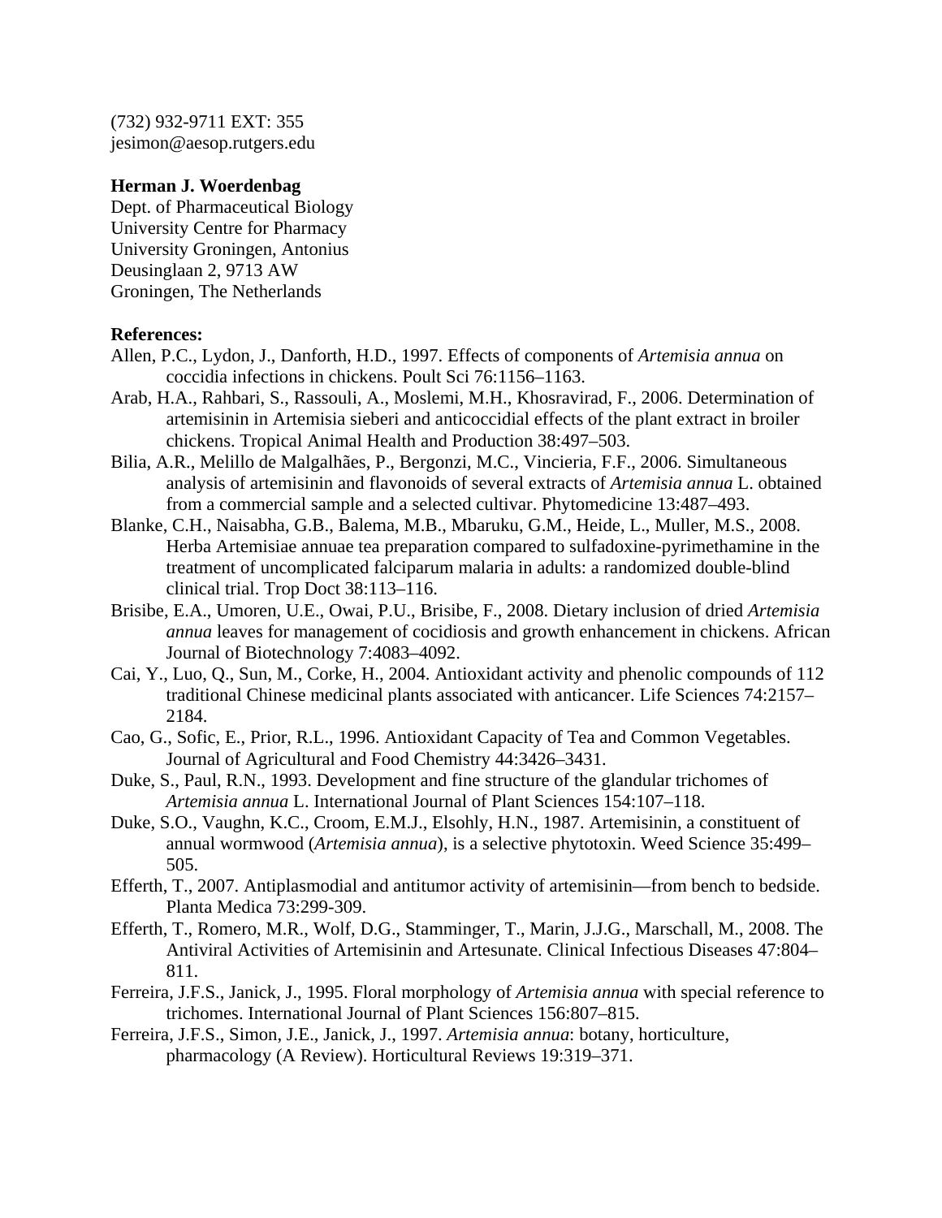(732) 932-9711 EXT: 355
jesimon@aesop.rutgers.edu

**Herman J. Woerdenbag**
Dept. of Pharmaceutical Biology
University Centre for Pharmacy
University Groningen, Antonius
Deusinglaan 2, 9713 AW
Groningen, The Netherlands

**References:**

Allen, P.C., Lydon, J., Danforth, H.D., 1997. Effects of components of *Artemisia annua* on coccidia infections in chickens. Poult Sci 76:1156–1163.

Arab, H.A., Rahbari, S., Rassouli, A., Moslemi, M.H., Khosravirad, F., 2006. Determination of artemisinin in Artemisia sieberi and anticoccidial effects of the plant extract in broiler chickens. Tropical Animal Health and Production 38:497–503.

Bilia, A.R., Melillo de Malgalhães, P., Bergonzi, M.C., Vincieria, F.F., 2006. Simultaneous analysis of artemisinin and flavonoids of several extracts of *Artemisia annua* L. obtained from a commercial sample and a selected cultivar. Phytomedicine 13:487–493.

Blanke, C.H., Naisabha, G.B., Balema, M.B., Mbaruku, G.M., Heide, L., Muller, M.S., 2008. Herba Artemisiae annuae tea preparation compared to sulfadoxine-pyrimethamine in the treatment of uncomplicated falciparum malaria in adults: a randomized double-blind clinical trial. Trop Doct 38:113–116.

Brisibe, E.A., Umoren, U.E., Owai, P.U., Brisibe, F., 2008. Dietary inclusion of dried *Artemisia annua* leaves for management of cocidiosis and growth enhancement in chickens. African Journal of Biotechnology 7:4083–4092.

Cai, Y., Luo, Q., Sun, M., Corke, H., 2004. Antioxidant activity and phenolic compounds of 112 traditional Chinese medicinal plants associated with anticancer. Life Sciences 74:2157–2184.

Cao, G., Sofic, E., Prior, R.L., 1996. Antioxidant Capacity of Tea and Common Vegetables. Journal of Agricultural and Food Chemistry 44:3426–3431.

Duke, S., Paul, R.N., 1993. Development and fine structure of the glandular trichomes of *Artemisia annua* L. International Journal of Plant Sciences 154:107–118.

Duke, S.O., Vaughn, K.C., Croom, E.M.J., Elsohly, H.N., 1987. Artemisinin, a constituent of annual wormwood (*Artemisia annua*), is a selective phytotoxin. Weed Science 35:499–505.

Efferth, T., 2007. Antiplasmodial and antitumor activity of artemisinin—from bench to bedside. Planta Medica 73:299-309.

Efferth, T., Romero, M.R., Wolf, D.G., Stamminger, T., Marin, J.J.G., Marschall, M., 2008. The Antiviral Activities of Artemisinin and Artesunate. Clinical Infectious Diseases 47:804–811.

Ferreira, J.F.S., Janick, J., 1995. Floral morphology of *Artemisia annua* with special reference to trichomes. International Journal of Plant Sciences 156:807–815.

Ferreira, J.F.S., Simon, J.E., Janick, J., 1997. *Artemisia annua*: botany, horticulture, pharmacology (A Review). Horticultural Reviews 19:319–371.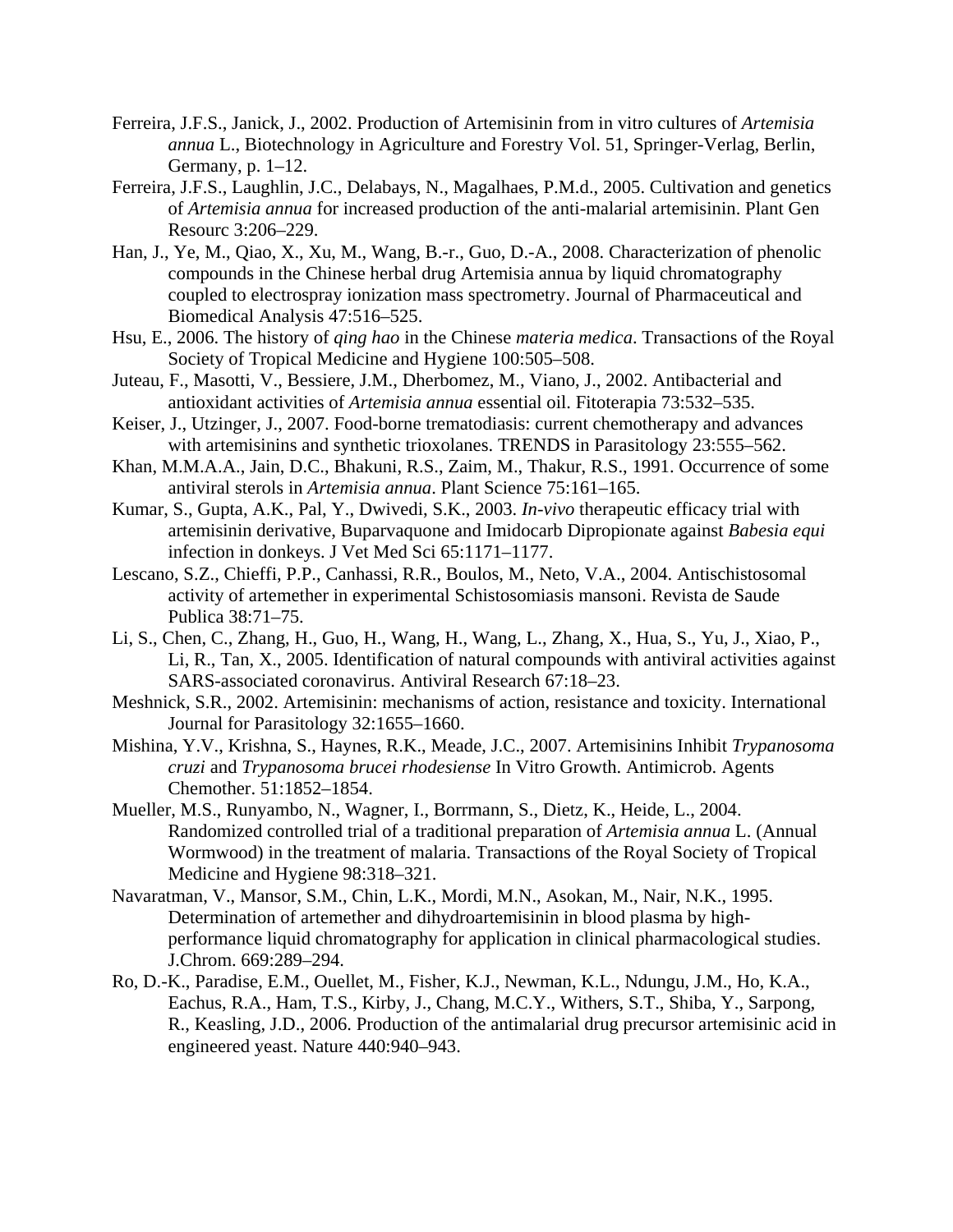Ferreira, J.F.S., Janick, J., 2002. Production of Artemisinin from in vitro cultures of *Artemisia annua* L., Biotechnology in Agriculture and Forestry Vol. 51, Springer-Verlag, Berlin, Germany, p. 1–12.

Ferreira, J.F.S., Laughlin, J.C., Delabays, N., Magalhaes, P.M.d., 2005. Cultivation and genetics of *Artemisia annua* for increased production of the anti-malarial artemisinin. Plant Gen Resourc 3:206–229.

Han, J., Ye, M., Qiao, X., Xu, M., Wang, B.-r., Guo, D.-A., 2008. Characterization of phenolic compounds in the Chinese herbal drug Artemisia annua by liquid chromatography coupled to electrospray ionization mass spectrometry. Journal of Pharmaceutical and Biomedical Analysis 47:516–525.

Hsu, E., 2006. The history of *qing hao* in the Chinese *materia medica*. Transactions of the Royal Society of Tropical Medicine and Hygiene 100:505–508.

Juteau, F., Masotti, V., Bessiere, J.M., Dherbomez, M., Viano, J., 2002. Antibacterial and antioxidant activities of *Artemisia annua* essential oil. Fitoterapia 73:532–535.

Keiser, J., Utzinger, J., 2007. Food-borne trematodiasis: current chemotherapy and advances with artemisinins and synthetic trioxolanes. TRENDS in Parasitology 23:555–562.

Khan, M.M.A.A., Jain, D.C., Bhakuni, R.S., Zaim, M., Thakur, R.S., 1991. Occurrence of some antiviral sterols in *Artemisia annua*. Plant Science 75:161–165.

Kumar, S., Gupta, A.K., Pal, Y., Dwivedi, S.K., 2003. *In-vivo* therapeutic efficacy trial with artemisinin derivative, Buparvaquone and Imidocarb Dipropionate against *Babesia equi* infection in donkeys. J Vet Med Sci 65:1171–1177.

Lescano, S.Z., Chieffi, P.P., Canhassi, R.R., Boulos, M., Neto, V.A., 2004. Antischistosomal activity of artemether in experimental Schistosomiasis mansoni. Revista de Saude Publica 38:71–75.

Li, S., Chen, C., Zhang, H., Guo, H., Wang, H., Wang, L., Zhang, X., Hua, S., Yu, J., Xiao, P., Li, R., Tan, X., 2005. Identification of natural compounds with antiviral activities against SARS-associated coronavirus. Antiviral Research 67:18–23.

Meshnick, S.R., 2002. Artemisinin: mechanisms of action, resistance and toxicity. International Journal for Parasitology 32:1655–1660.

Mishina, Y.V., Krishna, S., Haynes, R.K., Meade, J.C., 2007. Artemisinins Inhibit *Trypanosoma cruzi* and *Trypanosoma brucei rhodesiense* In Vitro Growth. Antimicrob. Agents Chemother. 51:1852–1854.

Mueller, M.S., Runyambo, N., Wagner, I., Borrmann, S., Dietz, K., Heide, L., 2004. Randomized controlled trial of a traditional preparation of *Artemisia annua* L. (Annual Wormwood) in the treatment of malaria. Transactions of the Royal Society of Tropical Medicine and Hygiene 98:318–321.

Navaratman, V., Mansor, S.M., Chin, L.K., Mordi, M.N., Asokan, M., Nair, N.K., 1995. Determination of artemether and dihydroartemisinin in blood plasma by high-performance liquid chromatography for application in clinical pharmacological studies. J.Chrom. 669:289–294.

Ro, D.-K., Paradise, E.M., Ouellet, M., Fisher, K.J., Newman, K.L., Ndungu, J.M., Ho, K.A., Eachus, R.A., Ham, T.S., Kirby, J., Chang, M.C.Y., Withers, S.T., Shiba, Y., Sarpong, R., Keasling, J.D., 2006. Production of the antimalarial drug precursor artemisinic acid in engineered yeast. Nature 440:940–943.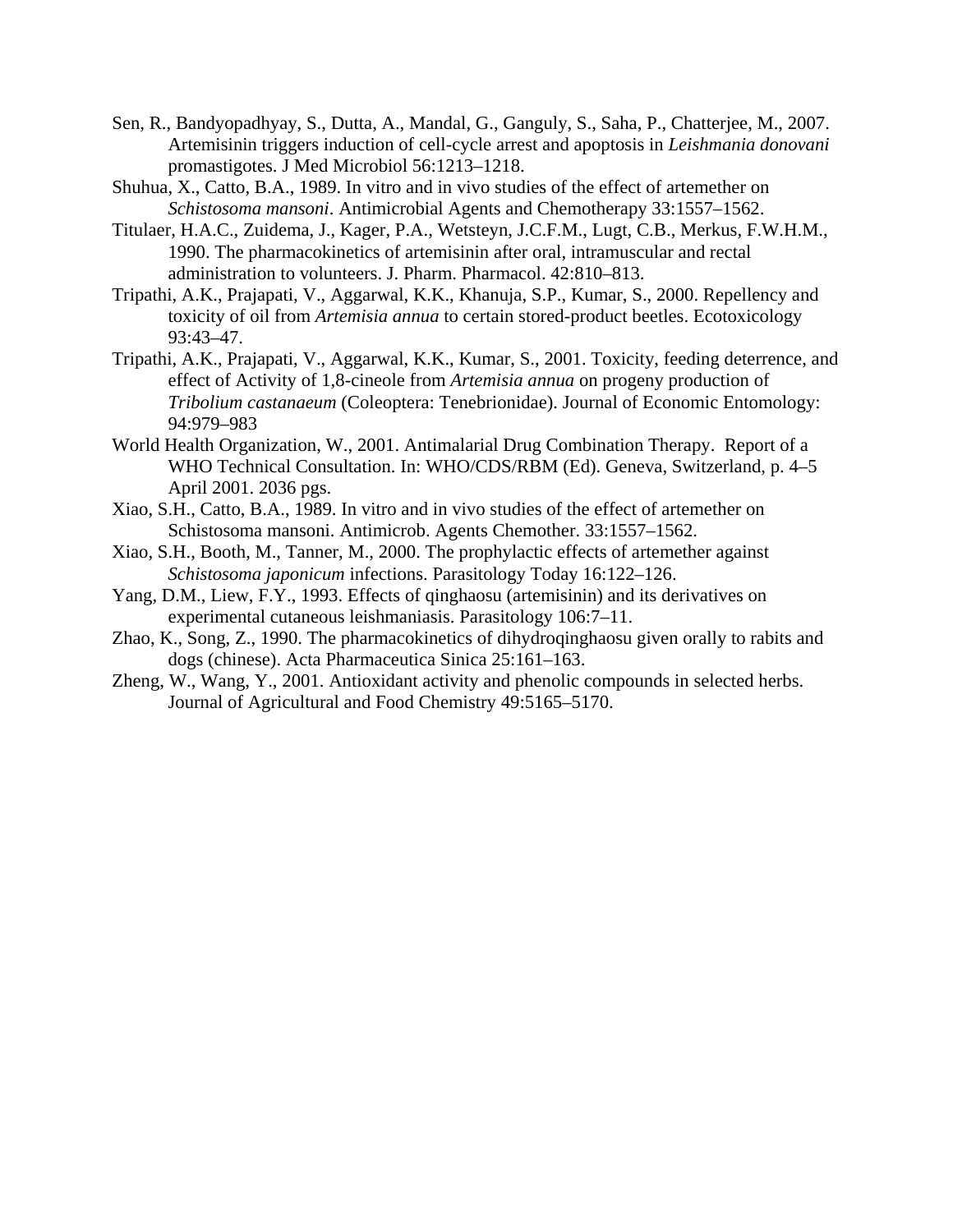Sen, R., Bandyopadhyay, S., Dutta, A., Mandal, G., Ganguly, S., Saha, P., Chatterjee, M., 2007. Artemisinin triggers induction of cell-cycle arrest and apoptosis in *Leishmania donovani* promastigotes. J Med Microbiol 56:1213–1218.

Shuhua, X., Catto, B.A., 1989. In vitro and in vivo studies of the effect of artemether on *Schistosoma mansoni*. Antimicrobial Agents and Chemotherapy 33:1557–1562.

Titulaer, H.A.C., Zuidema, J., Kager, P.A., Wetsteyn, J.C.F.M., Lugt, C.B., Merkus, F.W.H.M., 1990. The pharmacokinetics of artemisinin after oral, intramuscular and rectal administration to volunteers. J. Pharm. Pharmacol. 42:810–813.

Tripathi, A.K., Prajapati, V., Aggarwal, K.K., Khanuja, S.P., Kumar, S., 2000. Repellency and toxicity of oil from *Artemisia annua* to certain stored-product beetles. Ecotoxicology 93:43–47.

Tripathi, A.K., Prajapati, V., Aggarwal, K.K., Kumar, S., 2001. Toxicity, feeding deterrence, and effect of Activity of 1,8-cineole from *Artemisia annua* on progeny production of *Tribolium castanaeum* (Coleoptera: Tenebrionidae). Journal of Economic Entomology: 94:979–983

World Health Organization, W., 2001. Antimalarial Drug Combination Therapy. Report of a WHO Technical Consultation. In: WHO/CDS/RBM (Ed). Geneva, Switzerland, p. 4–5 April 2001. 2036 pgs.

Xiao, S.H., Catto, B.A., 1989. In vitro and in vivo studies of the effect of artemether on Schistosoma mansoni. Antimicrob. Agents Chemother. 33:1557–1562.

Xiao, S.H., Booth, M., Tanner, M., 2000. The prophylactic effects of artemether against *Schistosoma japonicum* infections. Parasitology Today 16:122–126.

Yang, D.M., Liew, F.Y., 1993. Effects of qinghaosu (artemisinin) and its derivatives on experimental cutaneous leishmaniasis. Parasitology 106:7–11.

Zhao, K., Song, Z., 1990. The pharmacokinetics of dihydroqinghaosu given orally to rabits and dogs (chinese). Acta Pharmaceutica Sinica 25:161–163.

Zheng, W., Wang, Y., 2001. Antioxidant activity and phenolic compounds in selected herbs. Journal of Agricultural and Food Chemistry 49:5165–5170.